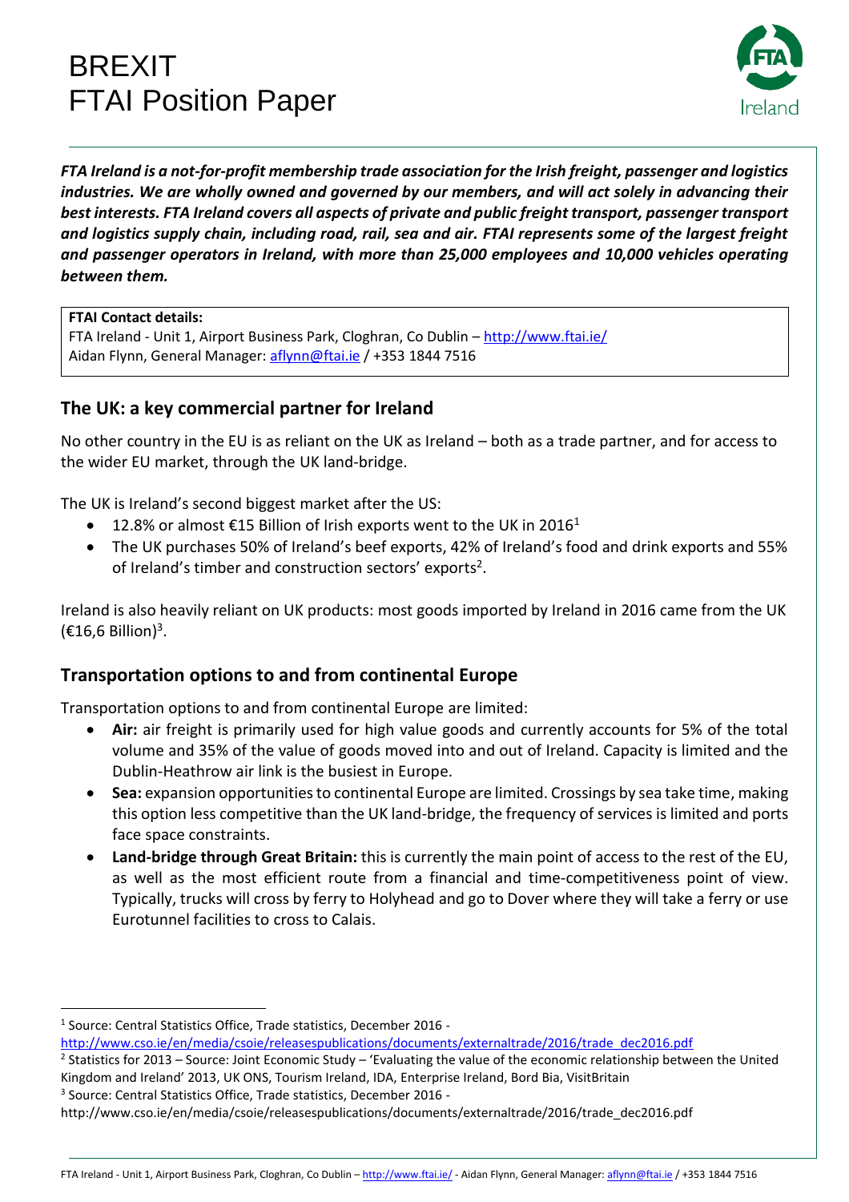# BREXIT
# FTAI Position Paper

***FTA Ireland is a not-for-profit membership trade association for the Irish freight, passenger and logistics industries. We are wholly owned and governed by our members, and will act solely in advancing their best interests. FTA Ireland covers all aspects of private and public freight transport, passenger transport and logistics supply chain, including road, rail, sea and air. FTAI represents some of the largest freight and passenger operators in Ireland, with more than 25,000 employees and 10,000 vehicles operating between them.***

**FTAI Contact details:**
FTA Ireland - Unit 1, Airport Business Park, Cloghran, Co Dublin – http://www.ftai.ie/
Aidan Flynn, General Manager: aflynn@ftai.ie / +353 1844 7516

## The UK: a key commercial partner for Ireland

No other country in the EU is as reliant on the UK as Ireland – both as a trade partner, and for access to the wider EU market, through the UK land-bridge.

The UK is Ireland's second biggest market after the US:

- 12.8% or almost €15 Billion of Irish exports went to the UK in 2016[1]
- The UK purchases 50% of Ireland's beef exports, 42% of Ireland's food and drink exports and 55% of Ireland's timber and construction sectors' exports[2].

Ireland is also heavily reliant on UK products: most goods imported by Ireland in 2016 came from the UK (€16,6 Billion)[3].

## Transportation options to and from continental Europe

Transportation options to and from continental Europe are limited:

- **Air:** air freight is primarily used for high value goods and currently accounts for 5% of the total volume and 35% of the value of goods moved into and out of Ireland. Capacity is limited and the Dublin-Heathrow air link is the busiest in Europe.
- **Sea:** expansion opportunities to continental Europe are limited. Crossings by sea take time, making this option less competitive than the UK land-bridge, the frequency of services is limited and ports face space constraints.
- **Land-bridge through Great Britain:** this is currently the main point of access to the rest of the EU, as well as the most efficient route from a financial and time-competitiveness point of view. Typically, trucks will cross by ferry to Holyhead and go to Dover where they will take a ferry or use Eurotunnel facilities to cross to Calais.

---

[1] Source: Central Statistics Office, Trade statistics, December 2016 - http://www.cso.ie/en/media/csoie/releasespublications/documents/externaltrade/2016/trade_dec2016.pdf

[2] Statistics for 2013 – Source: Joint Economic Study – 'Evaluating the value of the economic relationship between the United Kingdom and Ireland' 2013, UK ONS, Tourism Ireland, IDA, Enterprise Ireland, Bord Bia, VisitBritain

[3] Source: Central Statistics Office, Trade statistics, December 2016 - http://www.cso.ie/en/media/csoie/releasespublications/documents/externaltrade/2016/trade_dec2016.pdf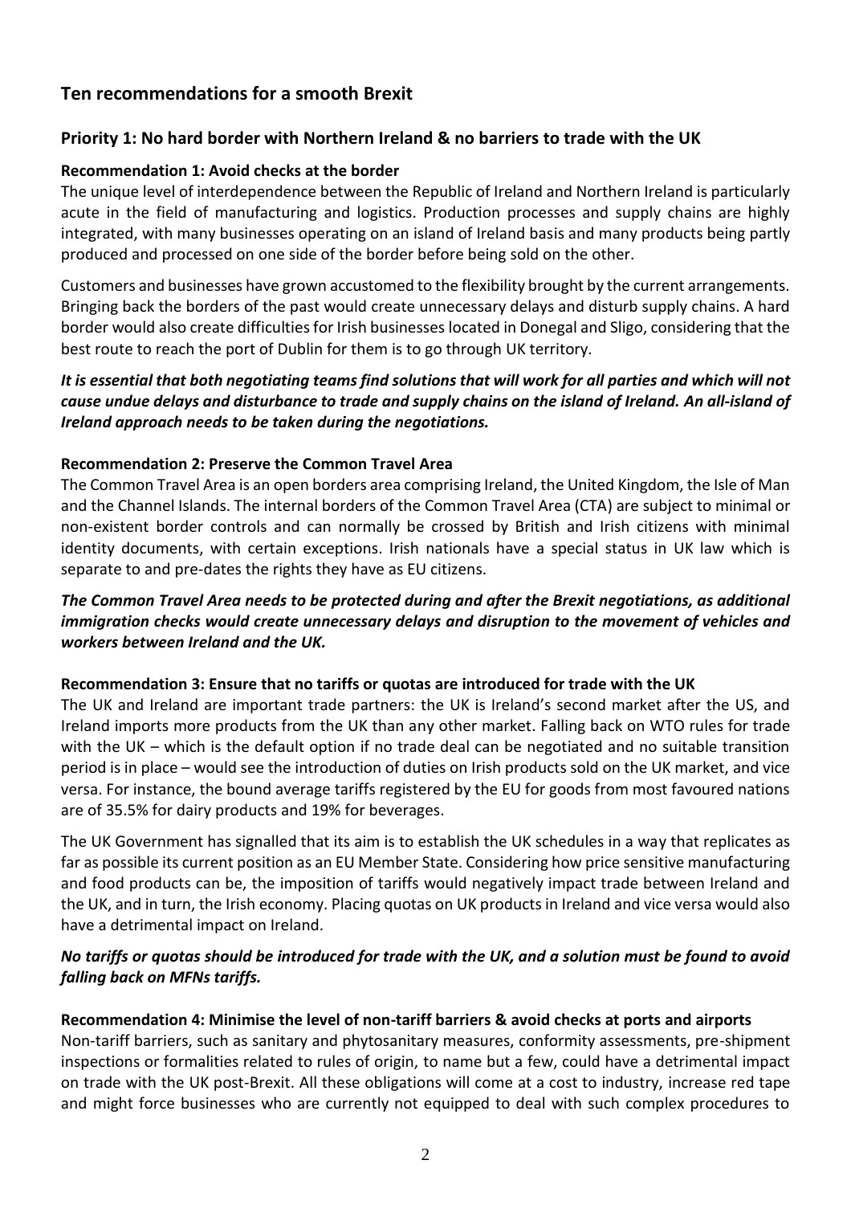## Ten recommendations for a smooth Brexit

### Priority 1: No hard border with Northern Ireland & no barriers to trade with the UK

**Recommendation 1: Avoid checks at the border**

The unique level of interdependence between the Republic of Ireland and Northern Ireland is particularly acute in the field of manufacturing and logistics. Production processes and supply chains are highly integrated, with many businesses operating on an island of Ireland basis and many products being partly produced and processed on one side of the border before being sold on the other.

Customers and businesses have grown accustomed to the flexibility brought by the current arrangements. Bringing back the borders of the past would create unnecessary delays and disturb supply chains. A hard border would also create difficulties for Irish businesses located in Donegal and Sligo, considering that the best route to reach the port of Dublin for them is to go through UK territory.

***It is essential that both negotiating teams find solutions that will work for all parties and which will not cause undue delays and disturbance to trade and supply chains on the island of Ireland. An all-island of Ireland approach needs to be taken during the negotiations.***

**Recommendation 2: Preserve the Common Travel Area**

The Common Travel Area is an open borders area comprising Ireland, the United Kingdom, the Isle of Man and the Channel Islands. The internal borders of the Common Travel Area (CTA) are subject to minimal or non-existent border controls and can normally be crossed by British and Irish citizens with minimal identity documents, with certain exceptions. Irish nationals have a special status in UK law which is separate to and pre-dates the rights they have as EU citizens.

***The Common Travel Area needs to be protected during and after the Brexit negotiations, as additional immigration checks would create unnecessary delays and disruption to the movement of vehicles and workers between Ireland and the UK.***

**Recommendation 3: Ensure that no tariffs or quotas are introduced for trade with the UK**

The UK and Ireland are important trade partners: the UK is Ireland's second market after the US, and Ireland imports more products from the UK than any other market. Falling back on WTO rules for trade with the UK – which is the default option if no trade deal can be negotiated and no suitable transition period is in place – would see the introduction of duties on Irish products sold on the UK market, and vice versa. For instance, the bound average tariffs registered by the EU for goods from most favoured nations are of 35.5% for dairy products and 19% for beverages.

The UK Government has signalled that its aim is to establish the UK schedules in a way that replicates as far as possible its current position as an EU Member State. Considering how price sensitive manufacturing and food products can be, the imposition of tariffs would negatively impact trade between Ireland and the UK, and in turn, the Irish economy. Placing quotas on UK products in Ireland and vice versa would also have a detrimental impact on Ireland.

***No tariffs or quotas should be introduced for trade with the UK, and a solution must be found to avoid falling back on MFNs tariffs.***

**Recommendation 4: Minimise the level of non-tariff barriers & avoid checks at ports and airports**

Non-tariff barriers, such as sanitary and phytosanitary measures, conformity assessments, pre-shipment inspections or formalities related to rules of origin, to name but a few, could have a detrimental impact on trade with the UK post-Brexit. All these obligations will come at a cost to industry, increase red tape and might force businesses who are currently not equipped to deal with such complex procedures to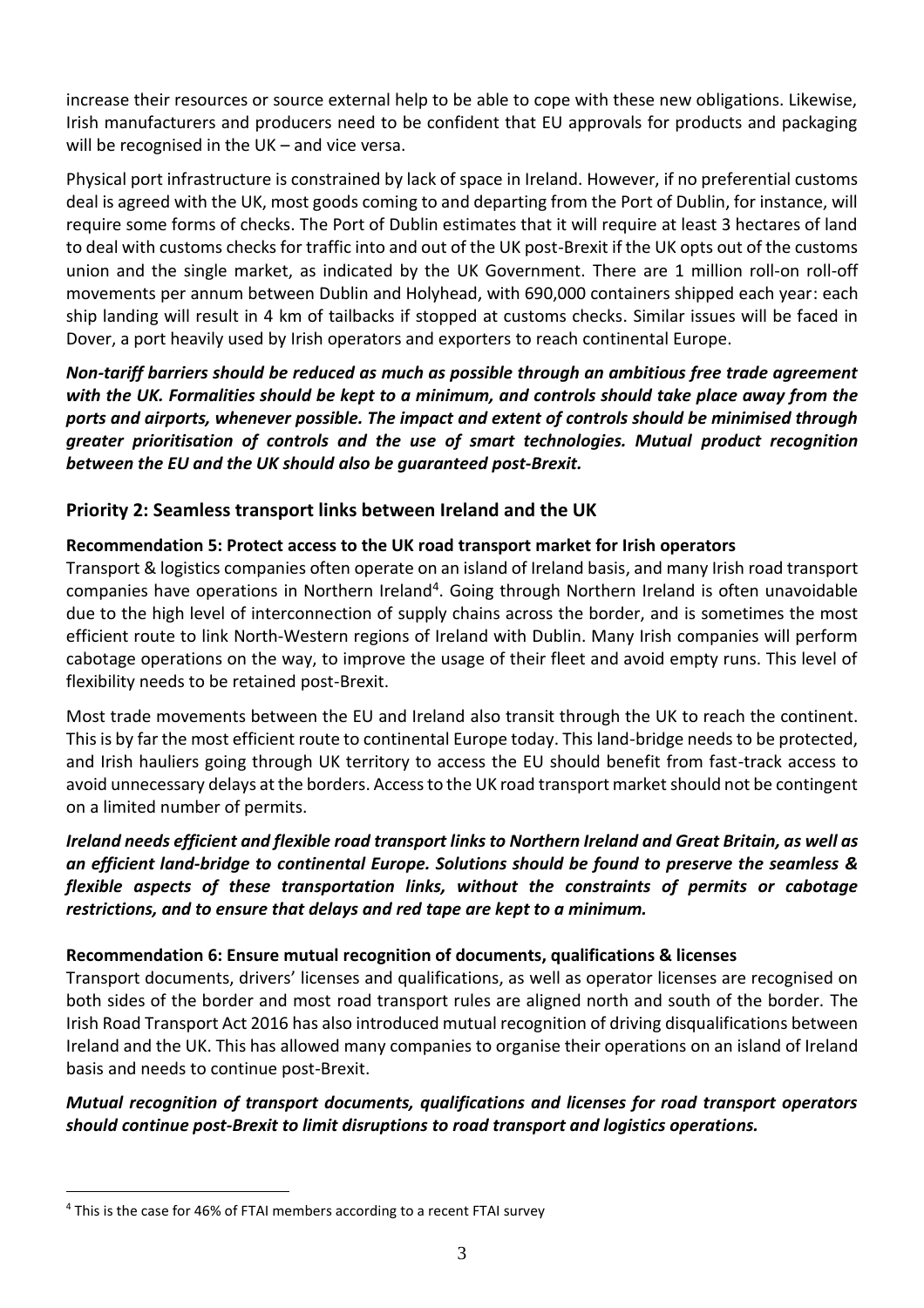increase their resources or source external help to be able to cope with these new obligations. Likewise, Irish manufacturers and producers need to be confident that EU approvals for products and packaging will be recognised in the UK – and vice versa.

Physical port infrastructure is constrained by lack of space in Ireland. However, if no preferential customs deal is agreed with the UK, most goods coming to and departing from the Port of Dublin, for instance, will require some forms of checks. The Port of Dublin estimates that it will require at least 3 hectares of land to deal with customs checks for traffic into and out of the UK post-Brexit if the UK opts out of the customs union and the single market, as indicated by the UK Government. There are 1 million roll-on roll-off movements per annum between Dublin and Holyhead, with 690,000 containers shipped each year: each ship landing will result in 4 km of tailbacks if stopped at customs checks. Similar issues will be faced in Dover, a port heavily used by Irish operators and exporters to reach continental Europe.

***Non-tariff barriers should be reduced as much as possible through an ambitious free trade agreement with the UK. Formalities should be kept to a minimum, and controls should take place away from the ports and airports, whenever possible. The impact and extent of controls should be minimised through greater prioritisation of controls and the use of smart technologies. Mutual product recognition between the EU and the UK should also be guaranteed post-Brexit.***

## Priority 2: Seamless transport links between Ireland and the UK

**Recommendation 5: Protect access to the UK road transport market for Irish operators**

Transport & logistics companies often operate on an island of Ireland basis, and many Irish road transport companies have operations in Northern Ireland[4]. Going through Northern Ireland is often unavoidable due to the high level of interconnection of supply chains across the border, and is sometimes the most efficient route to link North-Western regions of Ireland with Dublin. Many Irish companies will perform cabotage operations on the way, to improve the usage of their fleet and avoid empty runs. This level of flexibility needs to be retained post-Brexit.

Most trade movements between the EU and Ireland also transit through the UK to reach the continent. This is by far the most efficient route to continental Europe today. This land-bridge needs to be protected, and Irish hauliers going through UK territory to access the EU should benefit from fast-track access to avoid unnecessary delays at the borders. Access to the UK road transport market should not be contingent on a limited number of permits.

***Ireland needs efficient and flexible road transport links to Northern Ireland and Great Britain, as well as an efficient land-bridge to continental Europe. Solutions should be found to preserve the seamless & flexible aspects of these transportation links, without the constraints of permits or cabotage restrictions, and to ensure that delays and red tape are kept to a minimum.***

**Recommendation 6: Ensure mutual recognition of documents, qualifications & licenses**

Transport documents, drivers' licenses and qualifications, as well as operator licenses are recognised on both sides of the border and most road transport rules are aligned north and south of the border. The Irish Road Transport Act 2016 has also introduced mutual recognition of driving disqualifications between Ireland and the UK. This has allowed many companies to organise their operations on an island of Ireland basis and needs to continue post-Brexit.

***Mutual recognition of transport documents, qualifications and licenses for road transport operators should continue post-Brexit to limit disruptions to road transport and logistics operations.***

---

[4] This is the case for 46% of FTAI members according to a recent FTAI survey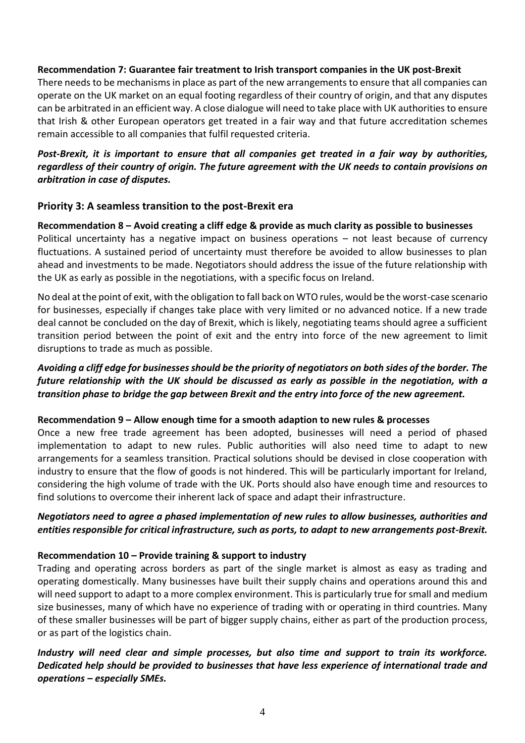**Recommendation 7: Guarantee fair treatment to Irish transport companies in the UK post-Brexit**

There needs to be mechanisms in place as part of the new arrangements to ensure that all companies can operate on the UK market on an equal footing regardless of their country of origin, and that any disputes can be arbitrated in an efficient way. A close dialogue will need to take place with UK authorities to ensure that Irish & other European operators get treated in a fair way and that future accreditation schemes remain accessible to all companies that fulfil requested criteria.

***Post-Brexit, it is important to ensure that all companies get treated in a fair way by authorities, regardless of their country of origin. The future agreement with the UK needs to contain provisions on arbitration in case of disputes.***

## Priority 3: A seamless transition to the post-Brexit era

**Recommendation 8 – Avoid creating a cliff edge & provide as much clarity as possible to businesses**

Political uncertainty has a negative impact on business operations – not least because of currency fluctuations. A sustained period of uncertainty must therefore be avoided to allow businesses to plan ahead and investments to be made. Negotiators should address the issue of the future relationship with the UK as early as possible in the negotiations, with a specific focus on Ireland.

No deal at the point of exit, with the obligation to fall back on WTO rules, would be the worst-case scenario for businesses, especially if changes take place with very limited or no advanced notice. If a new trade deal cannot be concluded on the day of Brexit, which is likely, negotiating teams should agree a sufficient transition period between the point of exit and the entry into force of the new agreement to limit disruptions to trade as much as possible.

***Avoiding a cliff edge for businesses should be the priority of negotiators on both sides of the border. The future relationship with the UK should be discussed as early as possible in the negotiation, with a transition phase to bridge the gap between Brexit and the entry into force of the new agreement.***

**Recommendation 9 – Allow enough time for a smooth adaption to new rules & processes**

Once a new free trade agreement has been adopted, businesses will need a period of phased implementation to adapt to new rules. Public authorities will also need time to adapt to new arrangements for a seamless transition. Practical solutions should be devised in close cooperation with industry to ensure that the flow of goods is not hindered. This will be particularly important for Ireland, considering the high volume of trade with the UK. Ports should also have enough time and resources to find solutions to overcome their inherent lack of space and adapt their infrastructure.

***Negotiators need to agree a phased implementation of new rules to allow businesses, authorities and entities responsible for critical infrastructure, such as ports, to adapt to new arrangements post-Brexit.***

**Recommendation 10 – Provide training & support to industry**

Trading and operating across borders as part of the single market is almost as easy as trading and operating domestically. Many businesses have built their supply chains and operations around this and will need support to adapt to a more complex environment. This is particularly true for small and medium size businesses, many of which have no experience of trading with or operating in third countries. Many of these smaller businesses will be part of bigger supply chains, either as part of the production process, or as part of the logistics chain.

***Industry will need clear and simple processes, but also time and support to train its workforce. Dedicated help should be provided to businesses that have less experience of international trade and operations – especially SMEs.***